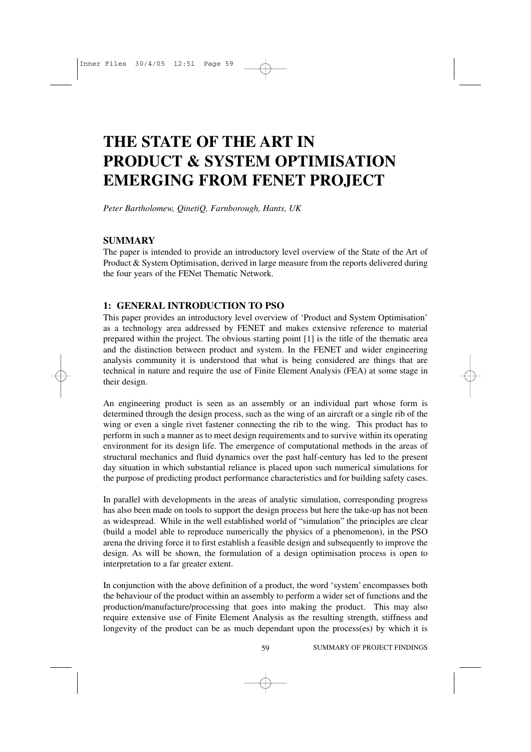# THE STATE OF THE ART IN PRODUCT & SYSTEM OPTIMISATION EMERGING FROM FENET PROJECT

*Peter Bartholomew, QinetiQ, Farnborough, Hants, UK*

## SUMMARY

The paper is intended to provide an introductory level overview of the State of the Art of Product & System Optimisation, derived in large measure from the reports delivered during the four years of the FENet Thematic Network.

## 1: GENERAL INTRODUCTION TO PSO

This paper provides an introductory level overview of 'Product and System Optimisation' as a technology area addressed by FENET and makes extensive reference to material prepared within the project. The obvious starting point [1] is the title of the thematic area and the distinction between product and system. In the FENET and wider engineering analysis community it is understood that what is being considered are things that are technical in nature and require the use of Finite Element Analysis (FEA) at some stage in their design.

An engineering product is seen as an assembly or an individual part whose form is determined through the design process, such as the wing of an aircraft or a single rib of the wing or even a single rivet fastener connecting the rib to the wing. This product has to perform in such a manner as to meet design requirements and to survive within its operating environment for its design life. The emergence of computational methods in the areas of structural mechanics and fluid dynamics over the past half-century has led to the present day situation in which substantial reliance is placed upon such numerical simulations for the purpose of predicting product performance characteristics and for building safety cases.

In parallel with developments in the areas of analytic simulation, corresponding progress has also been made on tools to support the design process but here the take-up has not been as widespread. While in the well established world of "simulation" the principles are clear (build a model able to reproduce numerically the physics of a phenomenon), in the PSO arena the driving force it to first establish a feasible design and subsequently to improve the design. As will be shown, the formulation of a design optimisation process is open to interpretation to a far greater extent.

In conjunction with the above definition of a product, the word 'system' encompasses both the behaviour of the product within an assembly to perform a wider set of functions and the production/manufacture/processing that goes into making the product. This may also require extensive use of Finite Element Analysis as the resulting strength, stiffness and longevity of the product can be as much dependant upon the process(es) by which it is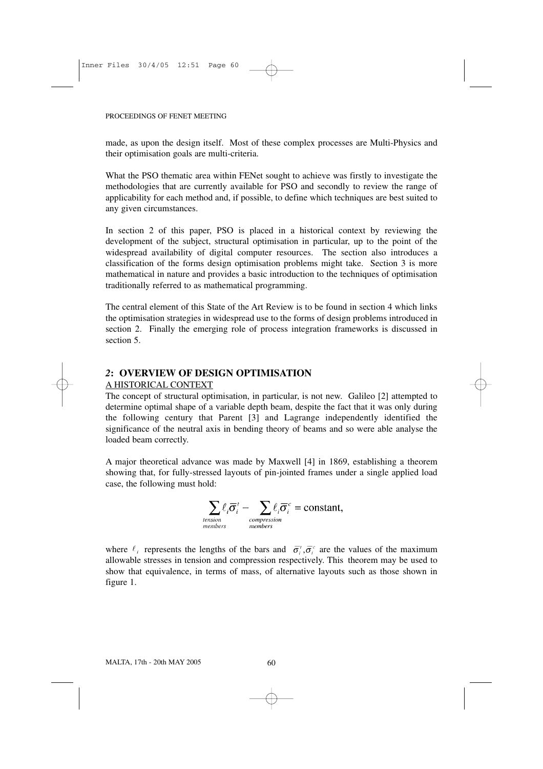made, as upon the design itself. Most of these complex processes are Multi-Physics and their optimisation goals are multi-criteria.

What the PSO thematic area within FENet sought to achieve was firstly to investigate the methodologies that are currently available for PSO and secondly to review the range of applicability for each method and, if possible, to define which techniques are best suited to any given circumstances.

In section 2 of this paper, PSO is placed in a historical context by reviewing the development of the subject, structural optimisation in particular, up to the point of the widespread availability of digital computer resources. The section also introduces a classification of the forms design optimisation problems might take. Section 3 is more mathematical in nature and provides a basic introduction to the techniques of optimisation traditionally referred to as mathematical programming.

The central element of this State of the Art Review is to be found in section 4 which links the optimisation strategies in widespread use to the forms of design problems introduced in section 2. Finally the emerging role of process integration frameworks is discussed in section 5.

## *2*: OVERVIEW OF DESIGN OPTIMISATION

A HISTORICAL CONTEXT

The concept of structural optimisation, in particular, is not new. Galileo [2] attempted to determine optimal shape of a variable depth beam, despite the fact that it was only during the following century that Parent [3] and Lagrange independently identified the significance of the neutral axis in bending theory of beams and so were able analyse the loaded beam correctly.

A major theoretical advance was made by Maxwell [4] in 1869, establishing a theorem showing that, for fully-stressed layouts of pin-jointed frames under a single applied load case, the following must hold:

$$\sum_{\substack{tension \\ members}} \ell_i \overline{\sigma}_i^t - \sum_{\substack{compression \\ members}} \ell_i \overline{\sigma}_i^c = \text{constant},$$

where $\ell_i$ represents the lengths of the bars and $\overline{\sigma}_i^t, \overline{\sigma}_i^c$ are the values of the maximum allowable stresses in tension and compression respectively. This theorem may be used to show that equivalence, in terms of mass, of alternative layouts such as those shown in figure 1.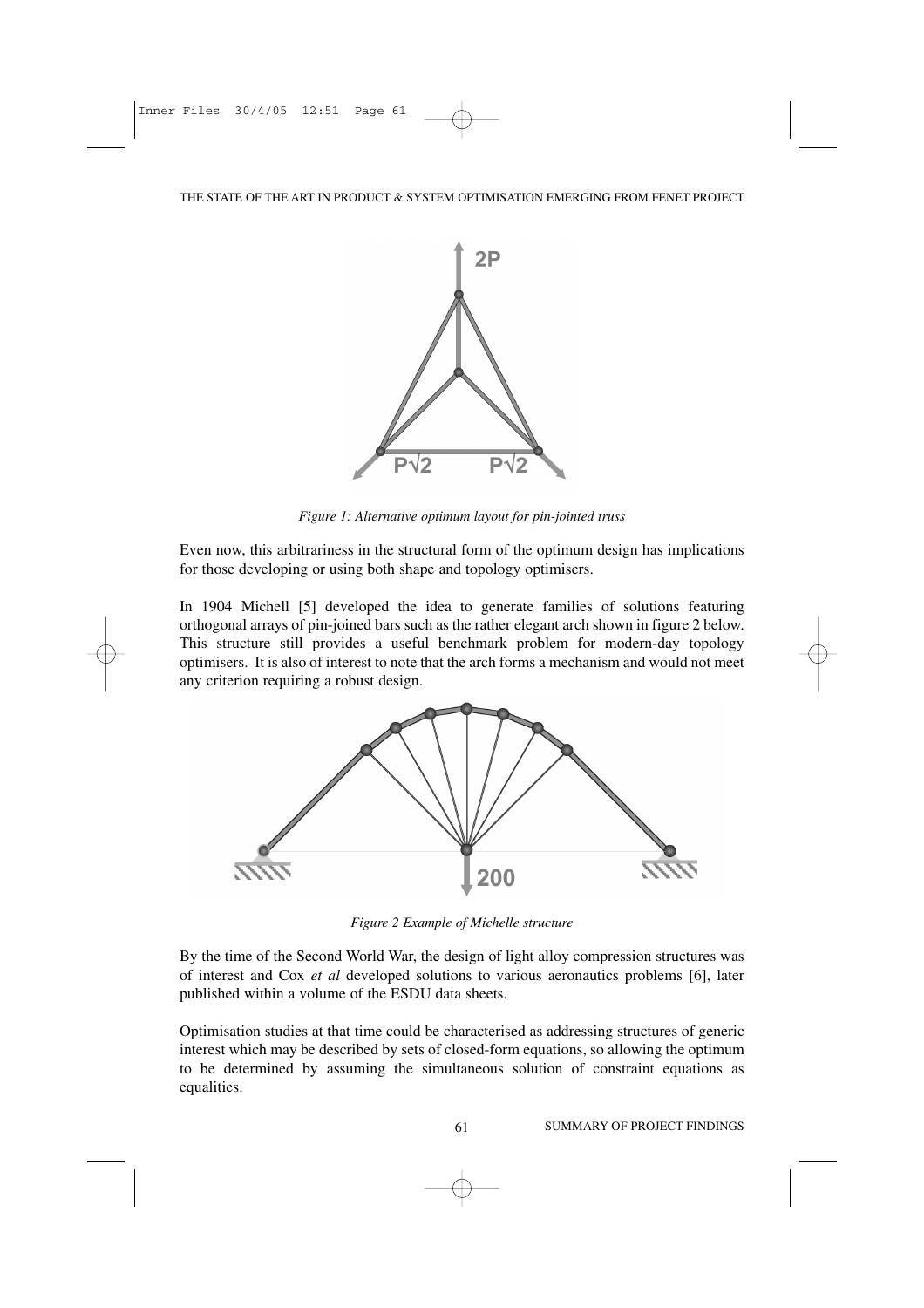*Figure 1: Alternative optimum layout for pin-jointed truss*

Even now, this arbitrariness in the structural form of the optimum design has implications for those developing or using both shape and topology optimisers.

In 1904 Michell [5] developed the idea to generate families of solutions featuring orthogonal arrays of pin-joined bars such as the rather elegant arch shown in figure 2 below. This structure still provides a useful benchmark problem for modern-day topology optimisers. It is also of interest to note that the arch forms a mechanism and would not meet any criterion requiring a robust design.

*Figure 2 Example of Michelle structure*

By the time of the Second World War, the design of light alloy compression structures was of interest and Cox *et al* developed solutions to various aeronautics problems [6], later published within a volume of the ESDU data sheets.

Optimisation studies at that time could be characterised as addressing structures of generic interest which may be described by sets of closed-form equations, so allowing the optimum to be determined by assuming the simultaneous solution of constraint equations as equalities.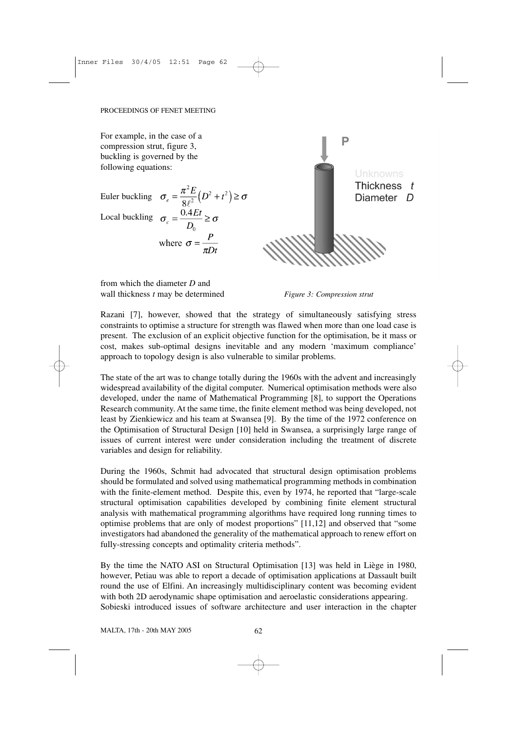For example, in the case of a compression strut, figure 3, buckling is governed by the following equations:

Euler buckling $$\sigma_e = \frac{\pi^2 E}{8\ell^2}\left(D^2 + t^2\right) \geq \sigma$$

Local buckling $$\sigma_c = \frac{0.4Et}{D_0} \geq \sigma$$

$$\text{where } \sigma = \frac{P}{\pi D t}$$

from which the diameter $D$ and wall thickness $t$ may be determined

*Figure 3: Compression strut*

Razani [7], however, showed that the strategy of simultaneously satisfying stress constraints to optimise a structure for strength was flawed when more than one load case is present. The exclusion of an explicit objective function for the optimisation, be it mass or cost, makes sub-optimal designs inevitable and any modern 'maximum compliance' approach to topology design is also vulnerable to similar problems.

The state of the art was to change totally during the 1960s with the advent and increasingly widespread availability of the digital computer. Numerical optimisation methods were also developed, under the name of Mathematical Programming [8], to support the Operations Research community. At the same time, the finite element method was being developed, not least by Zienkiewicz and his team at Swansea [9]. By the time of the 1972 conference on the Optimisation of Structural Design [10] held in Swansea, a surprisingly large range of issues of current interest were under consideration including the treatment of discrete variables and design for reliability.

During the 1960s, Schmit had advocated that structural design optimisation problems should be formulated and solved using mathematical programming methods in combination with the finite-element method. Despite this, even by 1974, he reported that "large-scale structural optimisation capabilities developed by combining finite element structural analysis with mathematical programming algorithms have required long running times to optimise problems that are only of modest proportions" [11,12] and observed that "some investigators had abandoned the generality of the mathematical approach to renew effort on fully-stressing concepts and optimality criteria methods".

By the time the NATO ASI on Structural Optimisation [13] was held in Liège in 1980, however, Petiau was able to report a decade of optimisation applications at Dassault built round the use of Elfini. An increasingly multidisciplinary content was becoming evident with both 2D aerodynamic shape optimisation and aeroelastic considerations appearing. Sobieski introduced issues of software architecture and user interaction in the chapter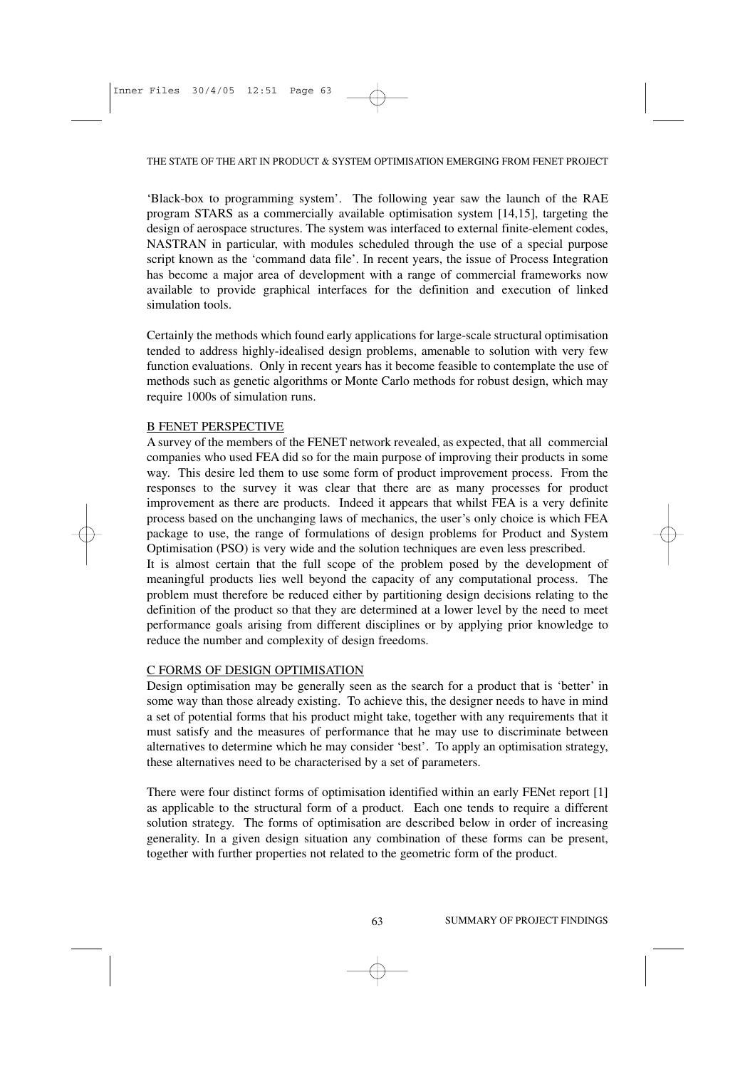'Black-box to programming system'. The following year saw the launch of the RAE program STARS as a commercially available optimisation system [14,15], targeting the design of aerospace structures. The system was interfaced to external finite-element codes, NASTRAN in particular, with modules scheduled through the use of a special purpose script known as the 'command data file'. In recent years, the issue of Process Integration has become a major area of development with a range of commercial frameworks now available to provide graphical interfaces for the definition and execution of linked simulation tools.

Certainly the methods which found early applications for large-scale structural optimisation tended to address highly-idealised design problems, amenable to solution with very few function evaluations. Only in recent years has it become feasible to contemplate the use of methods such as genetic algorithms or Monte Carlo methods for robust design, which may require 1000s of simulation runs.

## B FENET PERSPECTIVE

A survey of the members of the FENET network revealed, as expected, that all commercial companies who used FEA did so for the main purpose of improving their products in some way. This desire led them to use some form of product improvement process. From the responses to the survey it was clear that there are as many processes for product improvement as there are products. Indeed it appears that whilst FEA is a very definite process based on the unchanging laws of mechanics, the user's only choice is which FEA package to use, the range of formulations of design problems for Product and System Optimisation (PSO) is very wide and the solution techniques are even less prescribed.

It is almost certain that the full scope of the problem posed by the development of meaningful products lies well beyond the capacity of any computational process. The problem must therefore be reduced either by partitioning design decisions relating to the definition of the product so that they are determined at a lower level by the need to meet performance goals arising from different disciplines or by applying prior knowledge to reduce the number and complexity of design freedoms.

## C FORMS OF DESIGN OPTIMISATION

Design optimisation may be generally seen as the search for a product that is 'better' in some way than those already existing. To achieve this, the designer needs to have in mind a set of potential forms that his product might take, together with any requirements that it must satisfy and the measures of performance that he may use to discriminate between alternatives to determine which he may consider 'best'. To apply an optimisation strategy, these alternatives need to be characterised by a set of parameters.

There were four distinct forms of optimisation identified within an early FENet report [1] as applicable to the structural form of a product. Each one tends to require a different solution strategy. The forms of optimisation are described below in order of increasing generality. In a given design situation any combination of these forms can be present, together with further properties not related to the geometric form of the product.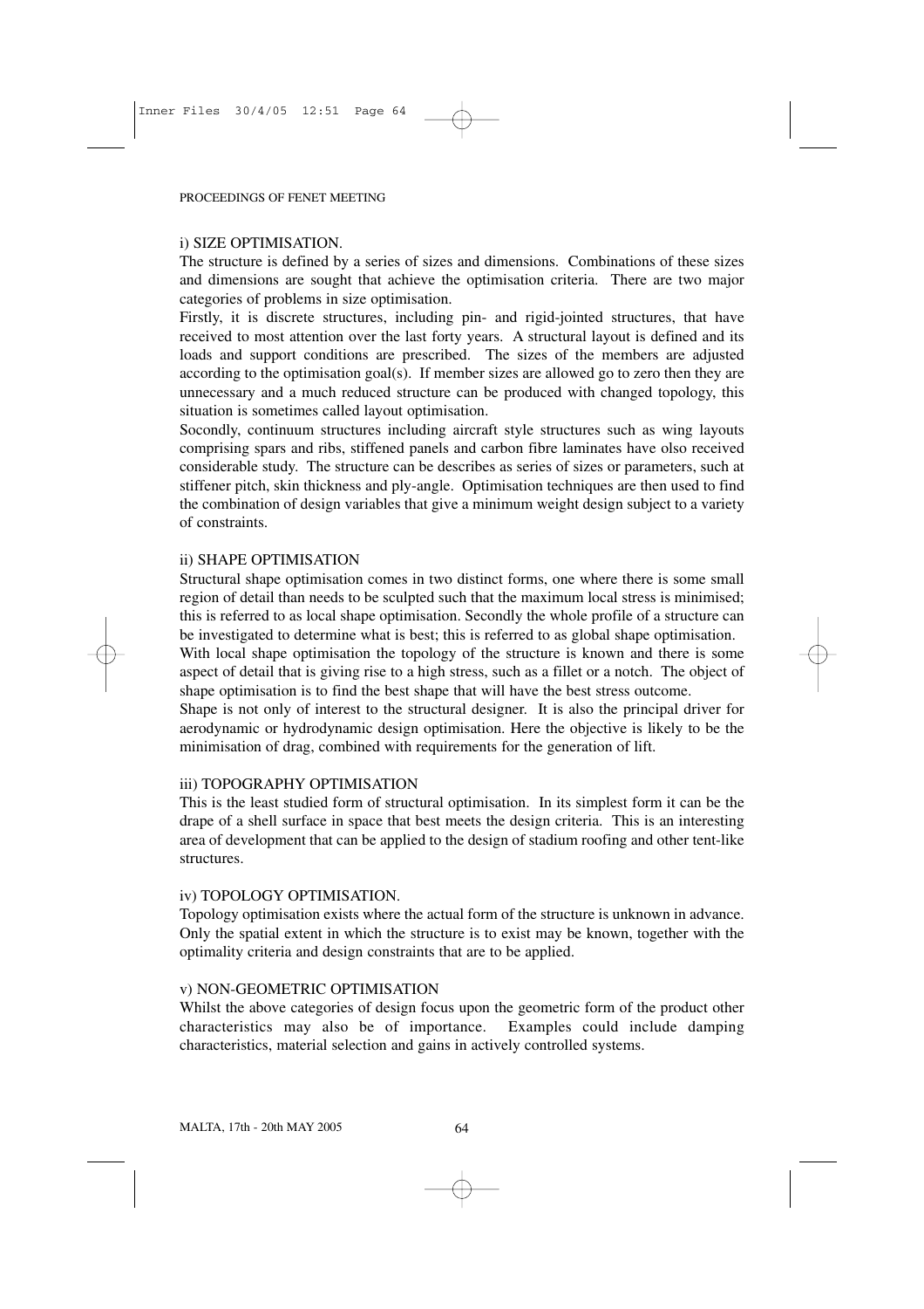### i) SIZE OPTIMISATION.

The structure is defined by a series of sizes and dimensions. Combinations of these sizes and dimensions are sought that achieve the optimisation criteria. There are two major categories of problems in size optimisation.

Firstly, it is discrete structures, including pin- and rigid-jointed structures, that have received to most attention over the last forty years. A structural layout is defined and its loads and support conditions are prescribed. The sizes of the members are adjusted according to the optimisation goal(s). If member sizes are allowed go to zero then they are unnecessary and a much reduced structure can be produced with changed topology, this situation is sometimes called layout optimisation.

Socondly, continuum structures including aircraft style structures such as wing layouts comprising spars and ribs, stiffened panels and carbon fibre laminates have olso received considerable study. The structure can be describes as series of sizes or parameters, such at stiffener pitch, skin thickness and ply-angle. Optimisation techniques are then used to find the combination of design variables that give a minimum weight design subject to a variety of constraints.

### ii) SHAPE OPTIMISATION

Structural shape optimisation comes in two distinct forms, one where there is some small region of detail than needs to be sculpted such that the maximum local stress is minimised; this is referred to as local shape optimisation. Secondly the whole profile of a structure can be investigated to determine what is best; this is referred to as global shape optimisation.

With local shape optimisation the topology of the structure is known and there is some aspect of detail that is giving rise to a high stress, such as a fillet or a notch. The object of shape optimisation is to find the best shape that will have the best stress outcome.

Shape is not only of interest to the structural designer. It is also the principal driver for aerodynamic or hydrodynamic design optimisation. Here the objective is likely to be the minimisation of drag, combined with requirements for the generation of lift.

### iii) TOPOGRAPHY OPTIMISATION

This is the least studied form of structural optimisation. In its simplest form it can be the drape of a shell surface in space that best meets the design criteria. This is an interesting area of development that can be applied to the design of stadium roofing and other tent-like structures.

### iv) TOPOLOGY OPTIMISATION.

Topology optimisation exists where the actual form of the structure is unknown in advance. Only the spatial extent in which the structure is to exist may be known, together with the optimality criteria and design constraints that are to be applied.

### v) NON-GEOMETRIC OPTIMISATION

Whilst the above categories of design focus upon the geometric form of the product other characteristics may also be of importance. Examples could include damping characteristics, material selection and gains in actively controlled systems.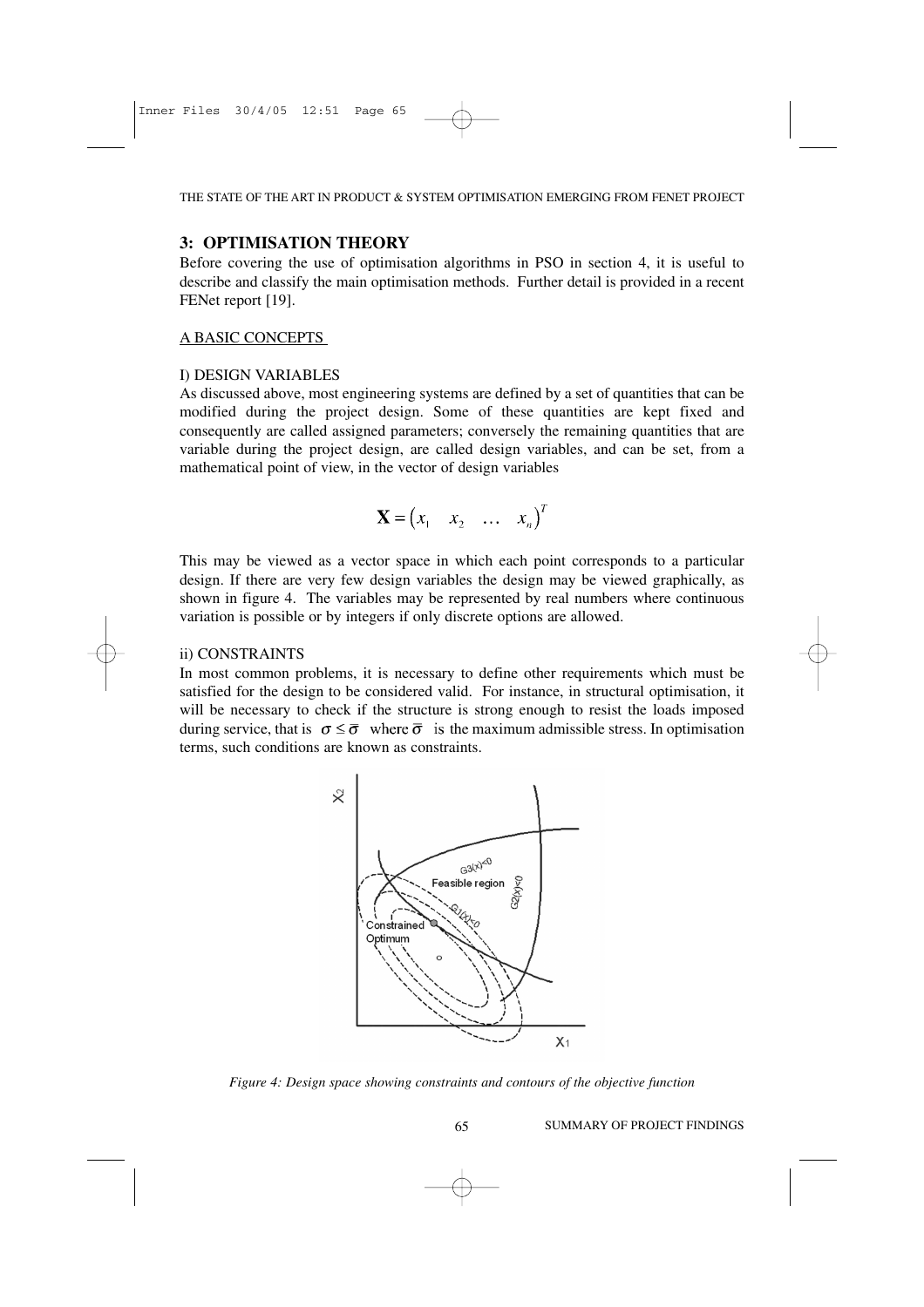## 3: OPTIMISATION THEORY

Before covering the use of optimisation algorithms in PSO in section 4, it is useful to describe and classify the main optimisation methods. Further detail is provided in a recent FENet report [19].

A BASIC CONCEPTS

I) DESIGN VARIABLES

As discussed above, most engineering systems are defined by a set of quantities that can be modified during the project design. Some of these quantities are kept fixed and consequently are called assigned parameters; conversely the remaining quantities that are variable during the project design, are called design variables, and can be set, from a mathematical point of view, in the vector of design variables

$$\mathbf{X} = \begin{pmatrix} x_1 & x_2 & \dots & x_n \end{pmatrix}^T$$

This may be viewed as a vector space in which each point corresponds to a particular design. If there are very few design variables the design may be viewed graphically, as shown in figure 4. The variables may be represented by real numbers where continuous variation is possible or by integers if only discrete options are allowed.

ii) CONSTRAINTS

In most common problems, it is necessary to define other requirements which must be satisfied for the design to be considered valid. For instance, in structural optimisation, it will be necessary to check if the structure is strong enough to resist the loads imposed during service, that is $\sigma \leq \bar{\sigma}$ where $\bar{\sigma}$ is the maximum admissible stress. In optimisation terms, such conditions are known as constraints.

*Figure 4: Design space showing constraints and contours of the objective function*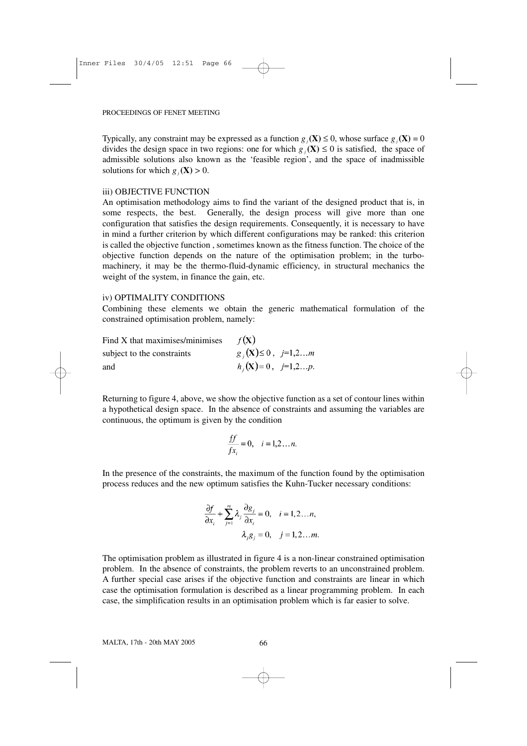Typically, any constraint may be expressed as a function $g_j(\mathbf{X}) \leq 0$, whose surface $g_j(\mathbf{X}) = 0$ divides the design space in two regions: one for which $g_j(\mathbf{X}) \leq 0$ is satisfied, the space of admissible solutions also known as the 'feasible region', and the space of inadmissible solutions for which $g_j(\mathbf{X}) > 0$.

iii) OBJECTIVE FUNCTION

An optimisation methodology aims to find the variant of the designed product that is, in some respects, the best. Generally, the design process will give more than one configuration that satisfies the design requirements. Consequently, it is necessary to have in mind a further criterion by which different configurations may be ranked: this criterion is called the objective function , sometimes known as the fitness function. The choice of the objective function depends on the nature of the optimisation problem; in the turbo-machinery, it may be the thermo-fluid-dynamic efficiency, in structural mechanics the weight of the system, in finance the gain, etc.

iv) OPTIMALITY CONDITIONS

Combining these elements we obtain the generic mathematical formulation of the constrained optimisation problem, namely:

| | |
|---|---|
| Find X that maximises/minimises | $f(\mathbf{X})$ |
| subject to the constraints | $g_j(\mathbf{X}) \leq 0, \quad j=1,2\ldots m$ |
| and | $h_j(\mathbf{X}) = 0, \quad j=1,2\ldots p.$ |

Returning to figure 4, above, we show the objective function as a set of contour lines within a hypothetical design space. In the absence of constraints and assuming the variables are continuous, the optimum is given by the condition

$$\frac{ff}{fx_i} = 0, \quad i = 1,2\ldots n.$$

In the presence of the constraints, the maximum of the function found by the optimisation process reduces and the new optimum satisfies the Kuhn-Tucker necessary conditions:

$$\frac{\partial f}{\partial x_i} + \sum_{j=1}^{m} \lambda_j \frac{\partial g_j}{\partial x_i} = 0, \quad i = 1,2\ldots n,$$

$$\lambda_j g_j = 0, \quad j = 1,2\ldots m.$$

The optimisation problem as illustrated in figure 4 is a non-linear constrained optimisation problem. In the absence of constraints, the problem reverts to an unconstrained problem. A further special case arises if the objective function and constraints are linear in which case the optimisation formulation is described as a linear programming problem. In each case, the simplification results in an optimisation problem which is far easier to solve.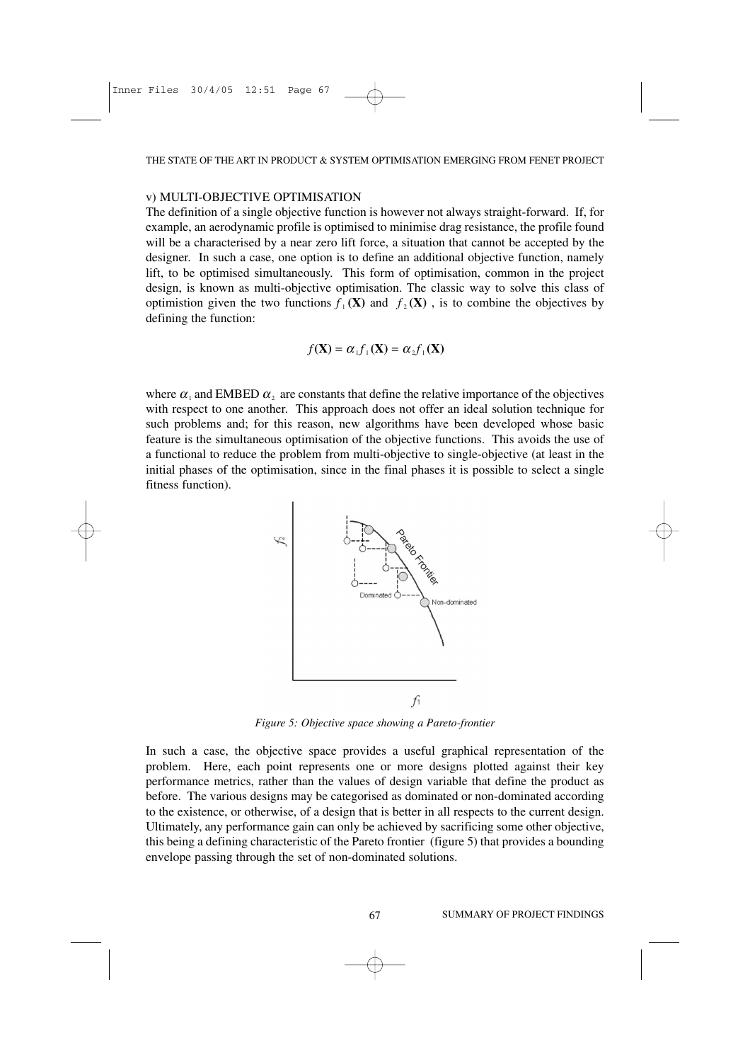v) MULTI-OBJECTIVE OPTIMISATION

The definition of a single objective function is however not always straight-forward. If, for example, an aerodynamic profile is optimised to minimise drag resistance, the profile found will be a characterised by a near zero lift force, a situation that cannot be accepted by the designer. In such a case, one option is to define an additional objective function, namely lift, to be optimised simultaneously. This form of optimisation, common in the project design, is known as multi-objective optimisation. The classic way to solve this class of optimistion given the two functions $f_1(\mathbf{X})$ and $f_2(\mathbf{X})$, is to combine the objectives by defining the function:

$$f(\mathbf{X}) = \alpha_1 f_1(\mathbf{X}) = \alpha_2 f_1(\mathbf{X})$$

where $\alpha_1$ and EMBED $\alpha_2$ are constants that define the relative importance of the objectives with respect to one another. This approach does not offer an ideal solution technique for such problems and; for this reason, new algorithms have been developed whose basic feature is the simultaneous optimisation of the objective functions. This avoids the use of a functional to reduce the problem from multi-objective to single-objective (at least in the initial phases of the optimisation, since in the final phases it is possible to select a single fitness function).

*Figure 5: Objective space showing a Pareto-frontier*

In such a case, the objective space provides a useful graphical representation of the problem. Here, each point represents one or more designs plotted against their key performance metrics, rather than the values of design variable that define the product as before. The various designs may be categorised as dominated or non-dominated according to the existence, or otherwise, of a design that is better in all respects to the current design. Ultimately, any performance gain can only be achieved by sacrificing some other objective, this being a defining characteristic of the Pareto frontier (figure 5) that provides a bounding envelope passing through the set of non-dominated solutions.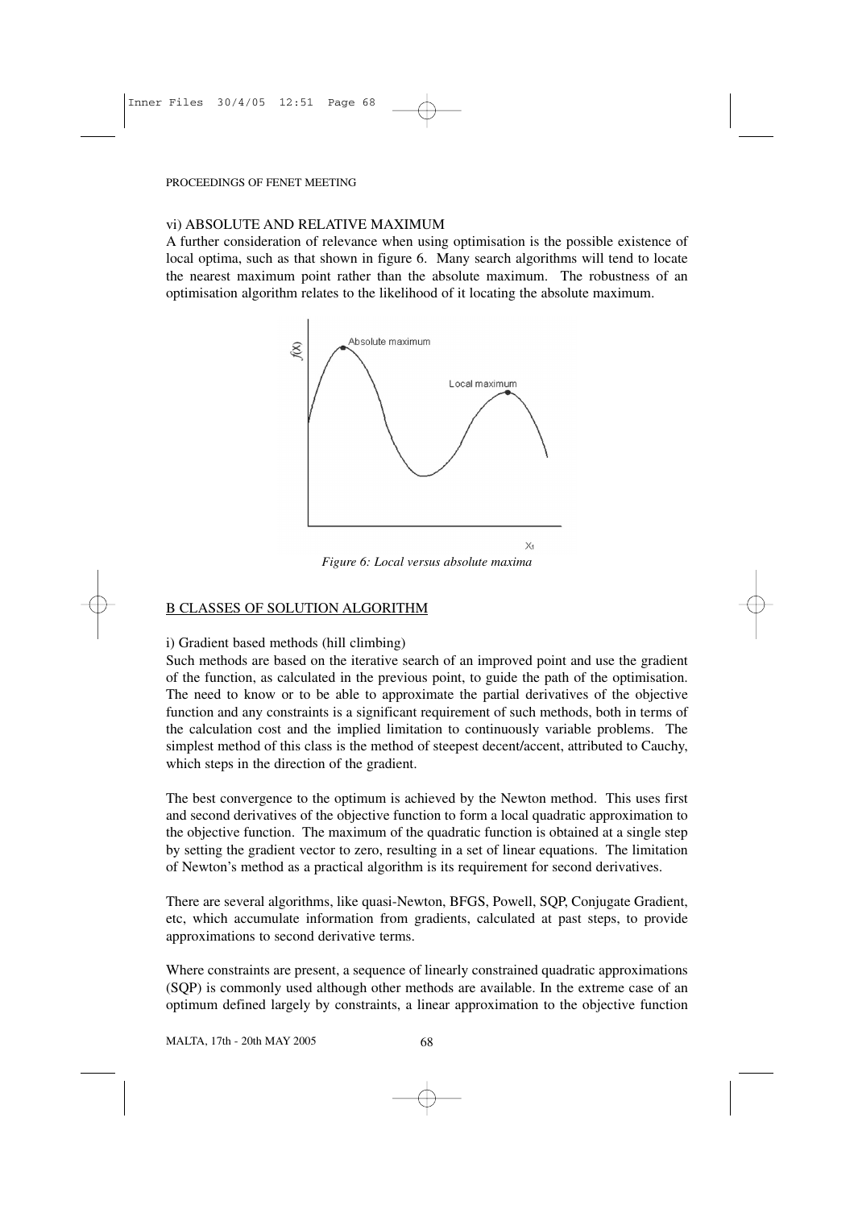### vi) ABSOLUTE AND RELATIVE MAXIMUM

A further consideration of relevance when using optimisation is the possible existence of local optima, such as that shown in figure 6. Many search algorithms will tend to locate the nearest maximum point rather than the absolute maximum. The robustness of an optimisation algorithm relates to the likelihood of it locating the absolute maximum.

*Figure 6: Local versus absolute maxima*

## B CLASSES OF SOLUTION ALGORITHM

### i) Gradient based methods (hill climbing)

Such methods are based on the iterative search of an improved point and use the gradient of the function, as calculated in the previous point, to guide the path of the optimisation. The need to know or to be able to approximate the partial derivatives of the objective function and any constraints is a significant requirement of such methods, both in terms of the calculation cost and the implied limitation to continuously variable problems. The simplest method of this class is the method of steepest decent/accent, attributed to Cauchy, which steps in the direction of the gradient.

The best convergence to the optimum is achieved by the Newton method. This uses first and second derivatives of the objective function to form a local quadratic approximation to the objective function. The maximum of the quadratic function is obtained at a single step by setting the gradient vector to zero, resulting in a set of linear equations. The limitation of Newton's method as a practical algorithm is its requirement for second derivatives.

There are several algorithms, like quasi-Newton, BFGS, Powell, SQP, Conjugate Gradient, etc, which accumulate information from gradients, calculated at past steps, to provide approximations to second derivative terms.

Where constraints are present, a sequence of linearly constrained quadratic approximations (SQP) is commonly used although other methods are available. In the extreme case of an optimum defined largely by constraints, a linear approximation to the objective function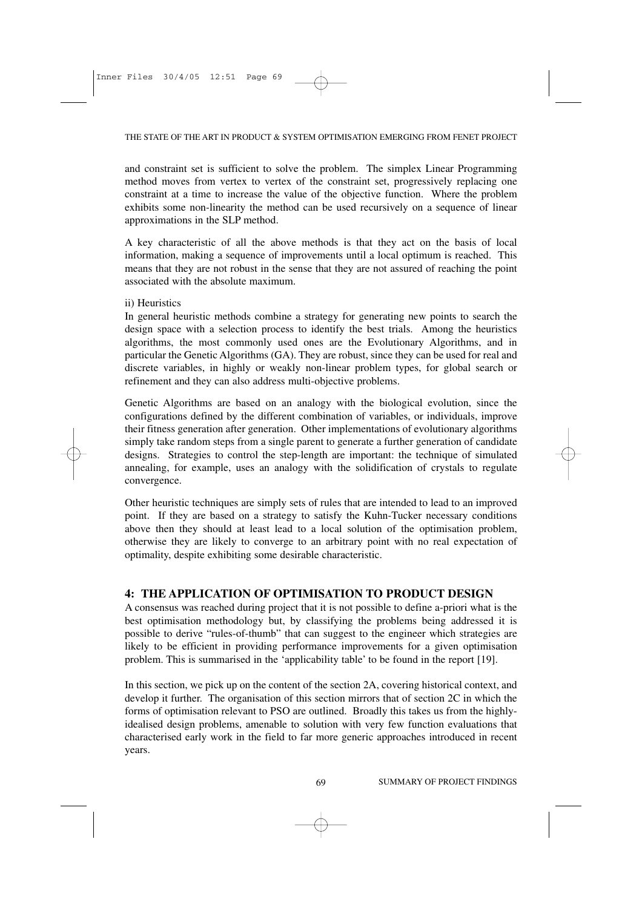and constraint set is sufficient to solve the problem. The simplex Linear Programming method moves from vertex to vertex of the constraint set, progressively replacing one constraint at a time to increase the value of the objective function. Where the problem exhibits some non-linearity the method can be used recursively on a sequence of linear approximations in the SLP method.

A key characteristic of all the above methods is that they act on the basis of local information, making a sequence of improvements until a local optimum is reached. This means that they are not robust in the sense that they are not assured of reaching the point associated with the absolute maximum.

ii) Heuristics

In general heuristic methods combine a strategy for generating new points to search the design space with a selection process to identify the best trials. Among the heuristics algorithms, the most commonly used ones are the Evolutionary Algorithms, and in particular the Genetic Algorithms (GA). They are robust, since they can be used for real and discrete variables, in highly or weakly non-linear problem types, for global search or refinement and they can also address multi-objective problems.

Genetic Algorithms are based on an analogy with the biological evolution, since the configurations defined by the different combination of variables, or individuals, improve their fitness generation after generation. Other implementations of evolutionary algorithms simply take random steps from a single parent to generate a further generation of candidate designs. Strategies to control the step-length are important: the technique of simulated annealing, for example, uses an analogy with the solidification of crystals to regulate convergence.

Other heuristic techniques are simply sets of rules that are intended to lead to an improved point. If they are based on a strategy to satisfy the Kuhn-Tucker necessary conditions above then they should at least lead to a local solution of the optimisation problem, otherwise they are likely to converge to an arbitrary point with no real expectation of optimality, despite exhibiting some desirable characteristic.

## 4: THE APPLICATION OF OPTIMISATION TO PRODUCT DESIGN

A consensus was reached during project that it is not possible to define a-priori what is the best optimisation methodology but, by classifying the problems being addressed it is possible to derive "rules-of-thumb" that can suggest to the engineer which strategies are likely to be efficient in providing performance improvements for a given optimisation problem. This is summarised in the 'applicability table' to be found in the report [19].

In this section, we pick up on the content of the section 2A, covering historical context, and develop it further. The organisation of this section mirrors that of section 2C in which the forms of optimisation relevant to PSO are outlined. Broadly this takes us from the highly-idealised design problems, amenable to solution with very few function evaluations that characterised early work in the field to far more generic approaches introduced in recent years.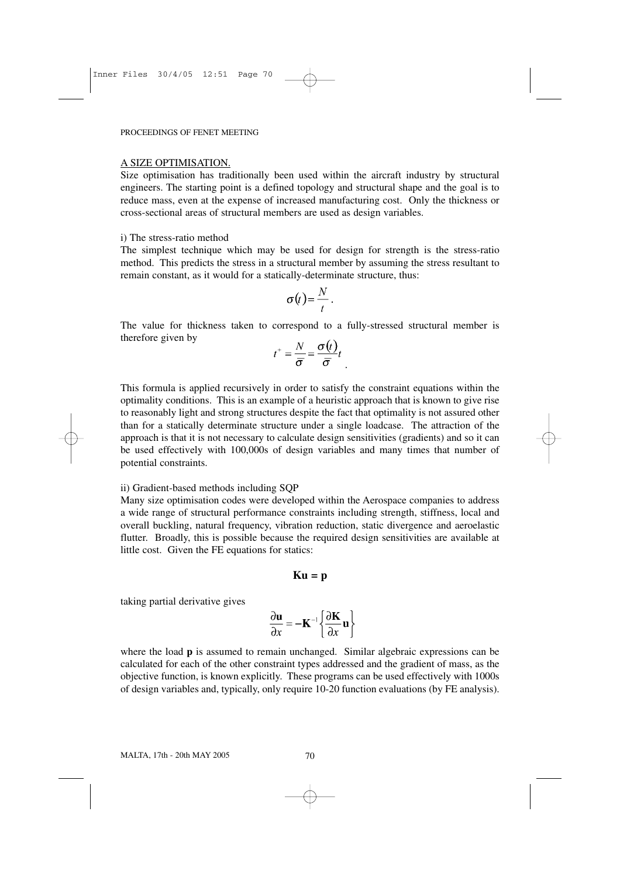## A SIZE OPTIMISATION.

Size optimisation has traditionally been used within the aircraft industry by structural engineers. The starting point is a defined topology and structural shape and the goal is to reduce mass, even at the expense of increased manufacturing cost. Only the thickness or cross-sectional areas of structural members are used as design variables.

### i) The stress-ratio method

The simplest technique which may be used for design for strength is the stress-ratio method. This predicts the stress in a structural member by assuming the stress resultant to remain constant, as it would for a statically-determinate structure, thus:

$$\sigma(t) = \frac{N}{t}.$$

The value for thickness taken to correspond to a fully-stressed structural member is therefore given by

$$t^{+} = \frac{N}{\overline{\sigma}} = \frac{\sigma(t)}{\overline{\sigma}} t.$$

This formula is applied recursively in order to satisfy the constraint equations within the optimality conditions. This is an example of a heuristic approach that is known to give rise to reasonably light and strong structures despite the fact that optimality is not assured other than for a statically determinate structure under a single loadcase. The attraction of the approach is that it is not necessary to calculate design sensitivities (gradients) and so it can be used effectively with 100,000s of design variables and many times that number of potential constraints.

### ii) Gradient-based methods including SQP

Many size optimisation codes were developed within the Aerospace companies to address a wide range of structural performance constraints including strength, stiffness, local and overall buckling, natural frequency, vibration reduction, static divergence and aeroelastic flutter. Broadly, this is possible because the required design sensitivities are available at little cost. Given the FE equations for statics:

$$\mathbf{K}\mathbf{u} = \mathbf{p}$$

taking partial derivative gives

$$\frac{\partial \mathbf{u}}{\partial x} = -\mathbf{K}^{-1}\left\{\frac{\partial \mathbf{K}}{\partial x}\mathbf{u}\right\}$$

where the load $\mathbf{p}$ is assumed to remain unchanged. Similar algebraic expressions can be calculated for each of the other constraint types addressed and the gradient of mass, as the objective function, is known explicitly. These programs can be used effectively with 1000s of design variables and, typically, only require 10-20 function evaluations (by FE analysis).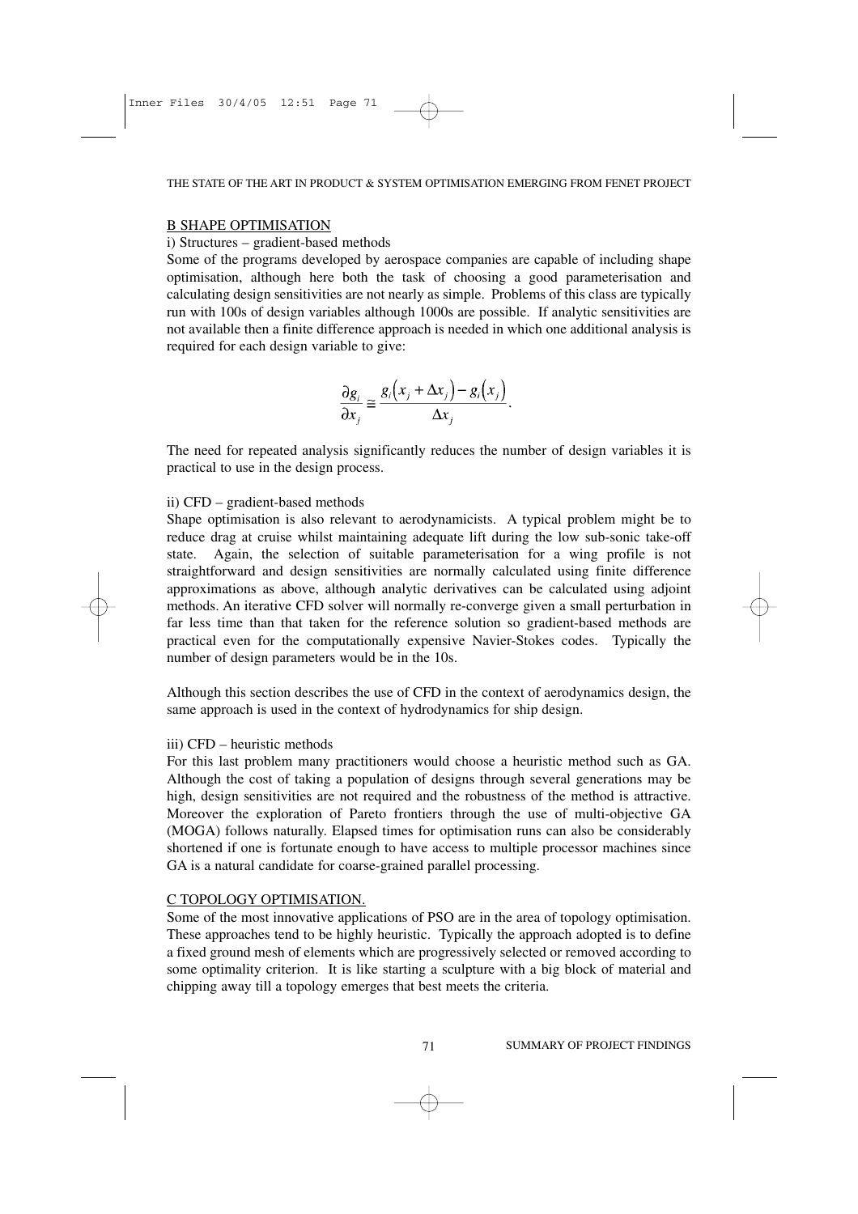## B SHAPE OPTIMISATION

i) Structures – gradient-based methods

Some of the programs developed by aerospace companies are capable of including shape optimisation, although here both the task of choosing a good parameterisation and calculating design sensitivities are not nearly as simple. Problems of this class are typically run with 100s of design variables although 1000s are possible. If analytic sensitivities are not available then a finite difference approach is needed in which one additional analysis is required for each design variable to give:

$$\frac{\partial g_i}{\partial x_j} \cong \frac{g_i\left(x_j + \Delta x_j\right) - g_i\left(x_j\right)}{\Delta x_j}.$$

The need for repeated analysis significantly reduces the number of design variables it is practical to use in the design process.

ii) CFD – gradient-based methods

Shape optimisation is also relevant to aerodynamicists. A typical problem might be to reduce drag at cruise whilst maintaining adequate lift during the low sub-sonic take-off state. Again, the selection of suitable parameterisation for a wing profile is not straightforward and design sensitivities are normally calculated using finite difference approximations as above, although analytic derivatives can be calculated using adjoint methods. An iterative CFD solver will normally re-converge given a small perturbation in far less time than that taken for the reference solution so gradient-based methods are practical even for the computationally expensive Navier-Stokes codes. Typically the number of design parameters would be in the 10s.

Although this section describes the use of CFD in the context of aerodynamics design, the same approach is used in the context of hydrodynamics for ship design.

iii) CFD – heuristic methods

For this last problem many practitioners would choose a heuristic method such as GA. Although the cost of taking a population of designs through several generations may be high, design sensitivities are not required and the robustness of the method is attractive. Moreover the exploration of Pareto frontiers through the use of multi-objective GA (MOGA) follows naturally. Elapsed times for optimisation runs can also be considerably shortened if one is fortunate enough to have access to multiple processor machines since GA is a natural candidate for coarse-grained parallel processing.

## C TOPOLOGY OPTIMISATION.

Some of the most innovative applications of PSO are in the area of topology optimisation. These approaches tend to be highly heuristic. Typically the approach adopted is to define a fixed ground mesh of elements which are progressively selected or removed according to some optimality criterion. It is like starting a sculpture with a big block of material and chipping away till a topology emerges that best meets the criteria.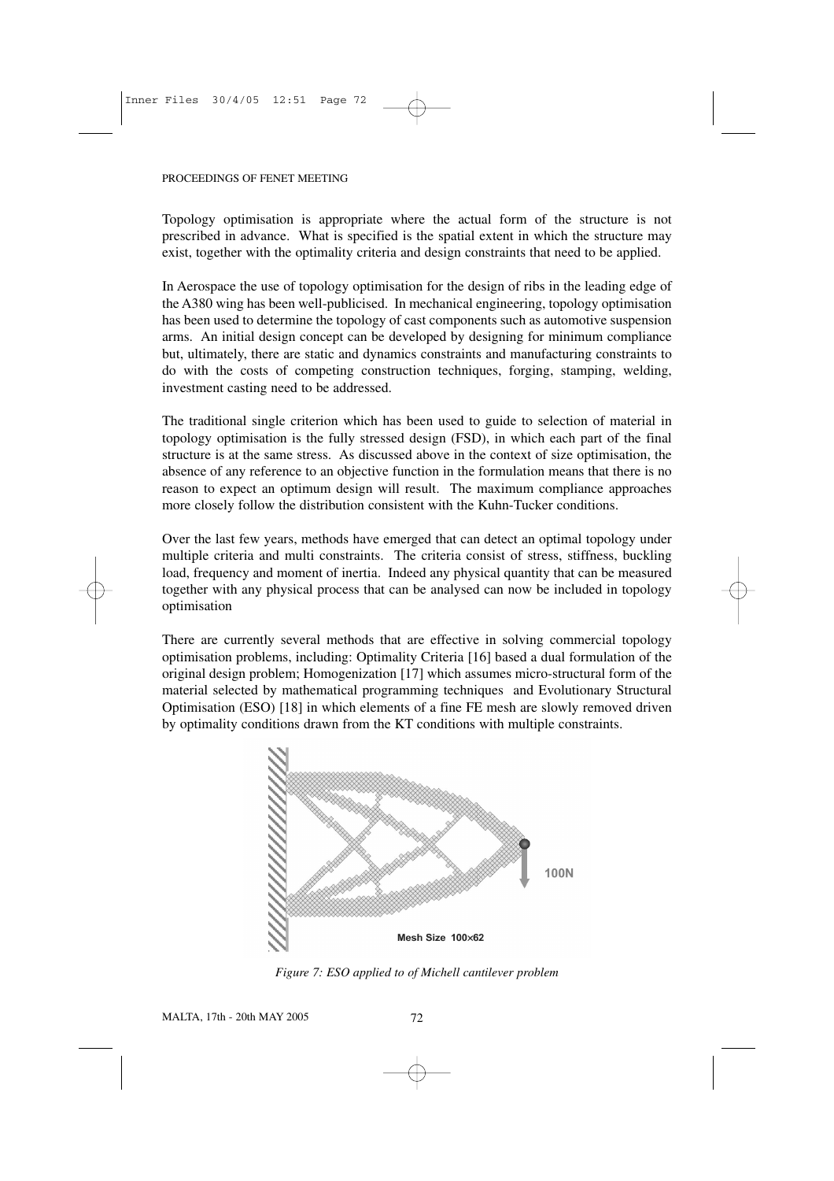Topology optimisation is appropriate where the actual form of the structure is not prescribed in advance. What is specified is the spatial extent in which the structure may exist, together with the optimality criteria and design constraints that need to be applied.

In Aerospace the use of topology optimisation for the design of ribs in the leading edge of the A380 wing has been well-publicised. In mechanical engineering, topology optimisation has been used to determine the topology of cast components such as automotive suspension arms. An initial design concept can be developed by designing for minimum compliance but, ultimately, there are static and dynamics constraints and manufacturing constraints to do with the costs of competing construction techniques, forging, stamping, welding, investment casting need to be addressed.

The traditional single criterion which has been used to guide to selection of material in topology optimisation is the fully stressed design (FSD), in which each part of the final structure is at the same stress. As discussed above in the context of size optimisation, the absence of any reference to an objective function in the formulation means that there is no reason to expect an optimum design will result. The maximum compliance approaches more closely follow the distribution consistent with the Kuhn-Tucker conditions.

Over the last few years, methods have emerged that can detect an optimal topology under multiple criteria and multi constraints. The criteria consist of stress, stiffness, buckling load, frequency and moment of inertia. Indeed any physical quantity that can be measured together with any physical process that can be analysed can now be included in topology optimisation

There are currently several methods that are effective in solving commercial topology optimisation problems, including: Optimality Criteria [16] based a dual formulation of the original design problem; Homogenization [17] which assumes micro-structural form of the material selected by mathematical programming techniques and Evolutionary Structural Optimisation (ESO) [18] in which elements of a fine FE mesh are slowly removed driven by optimality conditions drawn from the KT conditions with multiple constraints.

*Figure 7: ESO applied to of Michell cantilever problem*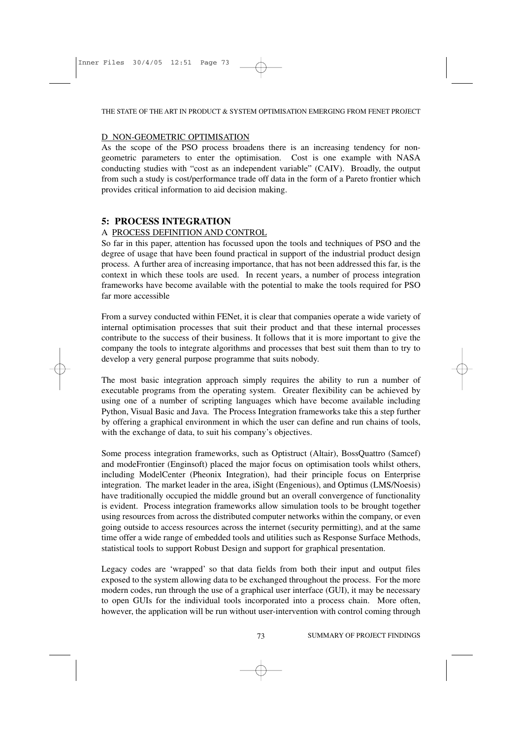### D NON-GEOMETRIC OPTIMISATION

As the scope of the PSO process broadens there is an increasing tendency for non-geometric parameters to enter the optimisation. Cost is one example with NASA conducting studies with "cost as an independent variable" (CAIV). Broadly, the output from such a study is cost/performance trade off data in the form of a Pareto frontier which provides critical information to aid decision making.

## 5: PROCESS INTEGRATION

### A PROCESS DEFINITION AND CONTROL

So far in this paper, attention has focussed upon the tools and techniques of PSO and the degree of usage that have been found practical in support of the industrial product design process. A further area of increasing importance, that has not been addressed this far, is the context in which these tools are used. In recent years, a number of process integration frameworks have become available with the potential to make the tools required for PSO far more accessible

From a survey conducted within FENet, it is clear that companies operate a wide variety of internal optimisation processes that suit their product and that these internal processes contribute to the success of their business. It follows that it is more important to give the company the tools to integrate algorithms and processes that best suit them than to try to develop a very general purpose programme that suits nobody.

The most basic integration approach simply requires the ability to run a number of executable programs from the operating system. Greater flexibility can be achieved by using one of a number of scripting languages which have become available including Python, Visual Basic and Java. The Process Integration frameworks take this a step further by offering a graphical environment in which the user can define and run chains of tools, with the exchange of data, to suit his company's objectives.

Some process integration frameworks, such as Optistruct (Altair), BossQuattro (Samcef) and modeFrontier (Enginsoft) placed the major focus on optimisation tools whilst others, including ModelCenter (Pheonix Integration), had their principle focus on Enterprise integration. The market leader in the area, iSight (Engenious), and Optimus (LMS/Noesis) have traditionally occupied the middle ground but an overall convergence of functionality is evident. Process integration frameworks allow simulation tools to be brought together using resources from across the distributed computer networks within the company, or even going outside to access resources across the internet (security permitting), and at the same time offer a wide range of embedded tools and utilities such as Response Surface Methods, statistical tools to support Robust Design and support for graphical presentation.

Legacy codes are 'wrapped' so that data fields from both their input and output files exposed to the system allowing data to be exchanged throughout the process. For the more modern codes, run through the use of a graphical user interface (GUI), it may be necessary to open GUIs for the individual tools incorporated into a process chain. More often, however, the application will be run without user-intervention with control coming through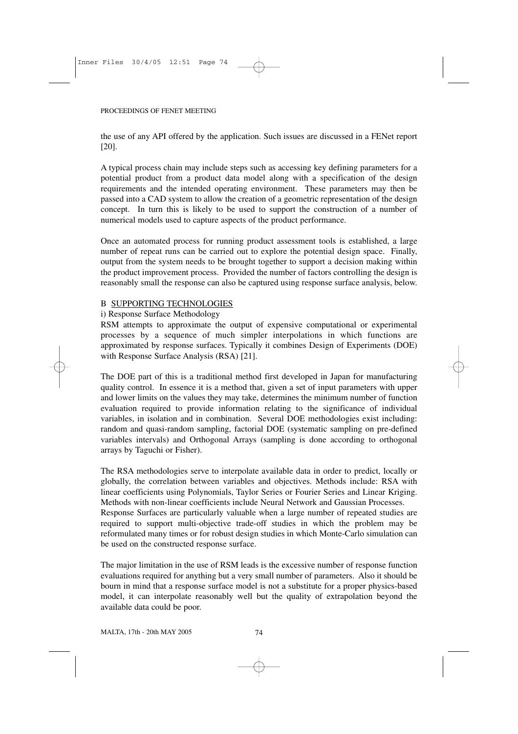the use of any API offered by the application. Such issues are discussed in a FENet report [20].

A typical process chain may include steps such as accessing key defining parameters for a potential product from a product data model along with a specification of the design requirements and the intended operating environment. These parameters may then be passed into a CAD system to allow the creation of a geometric representation of the design concept. In turn this is likely to be used to support the construction of a number of numerical models used to capture aspects of the product performance.

Once an automated process for running product assessment tools is established, a large number of repeat runs can be carried out to explore the potential design space. Finally, output from the system needs to be brought together to support a decision making within the product improvement process. Provided the number of factors controlling the design is reasonably small the response can also be captured using response surface analysis, below.

## B SUPPORTING TECHNOLOGIES

### i) Response Surface Methodology

RSM attempts to approximate the output of expensive computational or experimental processes by a sequence of much simpler interpolations in which functions are approximated by response surfaces. Typically it combines Design of Experiments (DOE) with Response Surface Analysis (RSA) [21].

The DOE part of this is a traditional method first developed in Japan for manufacturing quality control. In essence it is a method that, given a set of input parameters with upper and lower limits on the values they may take, determines the minimum number of function evaluation required to provide information relating to the significance of individual variables, in isolation and in combination. Several DOE methodologies exist including: random and quasi-random sampling, factorial DOE (systematic sampling on pre-defined variables intervals) and Orthogonal Arrays (sampling is done according to orthogonal arrays by Taguchi or Fisher).

The RSA methodologies serve to interpolate available data in order to predict, locally or globally, the correlation between variables and objectives. Methods include: RSA with linear coefficients using Polynomials, Taylor Series or Fourier Series and Linear Kriging. Methods with non-linear coefficients include Neural Network and Gaussian Processes.
Response Surfaces are particularly valuable when a large number of repeated studies are required to support multi-objective trade-off studies in which the problem may be reformulated many times or for robust design studies in which Monte-Carlo simulation can be used on the constructed response surface.

The major limitation in the use of RSM leads is the excessive number of response function evaluations required for anything but a very small number of parameters. Also it should be bourn in mind that a response surface model is not a substitute for a proper physics-based model, it can interpolate reasonably well but the quality of extrapolation beyond the available data could be poor.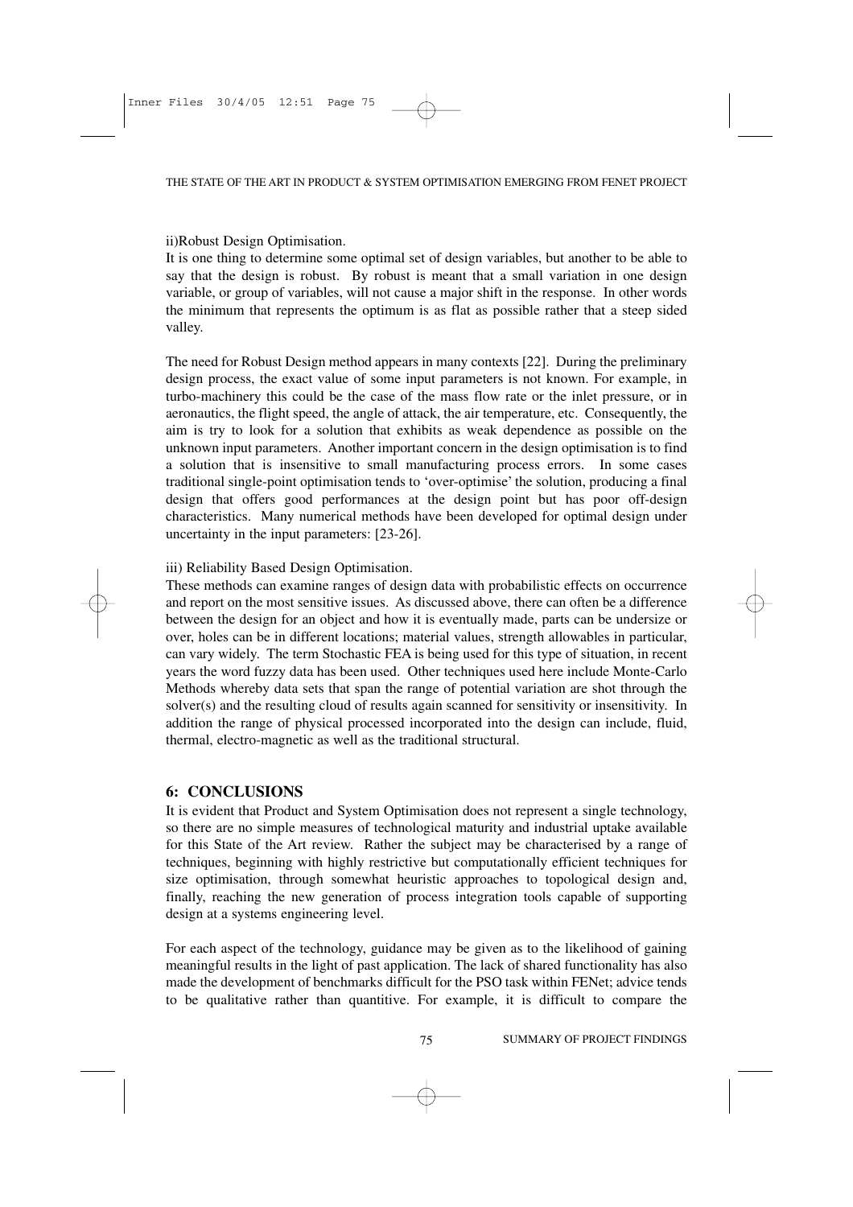ii)Robust Design Optimisation.

It is one thing to determine some optimal set of design variables, but another to be able to say that the design is robust. By robust is meant that a small variation in one design variable, or group of variables, will not cause a major shift in the response. In other words the minimum that represents the optimum is as flat as possible rather that a steep sided valley.

The need for Robust Design method appears in many contexts [22]. During the preliminary design process, the exact value of some input parameters is not known. For example, in turbo-machinery this could be the case of the mass flow rate or the inlet pressure, or in aeronautics, the flight speed, the angle of attack, the air temperature, etc. Consequently, the aim is try to look for a solution that exhibits as weak dependence as possible on the unknown input parameters. Another important concern in the design optimisation is to find a solution that is insensitive to small manufacturing process errors. In some cases traditional single-point optimisation tends to 'over-optimise' the solution, producing a final design that offers good performances at the design point but has poor off-design characteristics. Many numerical methods have been developed for optimal design under uncertainty in the input parameters: [23-26].

iii) Reliability Based Design Optimisation.

These methods can examine ranges of design data with probabilistic effects on occurrence and report on the most sensitive issues. As discussed above, there can often be a difference between the design for an object and how it is eventually made, parts can be undersize or over, holes can be in different locations; material values, strength allowables in particular, can vary widely. The term Stochastic FEA is being used for this type of situation, in recent years the word fuzzy data has been used. Other techniques used here include Monte-Carlo Methods whereby data sets that span the range of potential variation are shot through the solver(s) and the resulting cloud of results again scanned for sensitivity or insensitivity. In addition the range of physical processed incorporated into the design can include, fluid, thermal, electro-magnetic as well as the traditional structural.

## 6: CONCLUSIONS

It is evident that Product and System Optimisation does not represent a single technology, so there are no simple measures of technological maturity and industrial uptake available for this State of the Art review. Rather the subject may be characterised by a range of techniques, beginning with highly restrictive but computationally efficient techniques for size optimisation, through somewhat heuristic approaches to topological design and, finally, reaching the new generation of process integration tools capable of supporting design at a systems engineering level.

For each aspect of the technology, guidance may be given as to the likelihood of gaining meaningful results in the light of past application. The lack of shared functionality has also made the development of benchmarks difficult for the PSO task within FENet; advice tends to be qualitative rather than quantitive. For example, it is difficult to compare the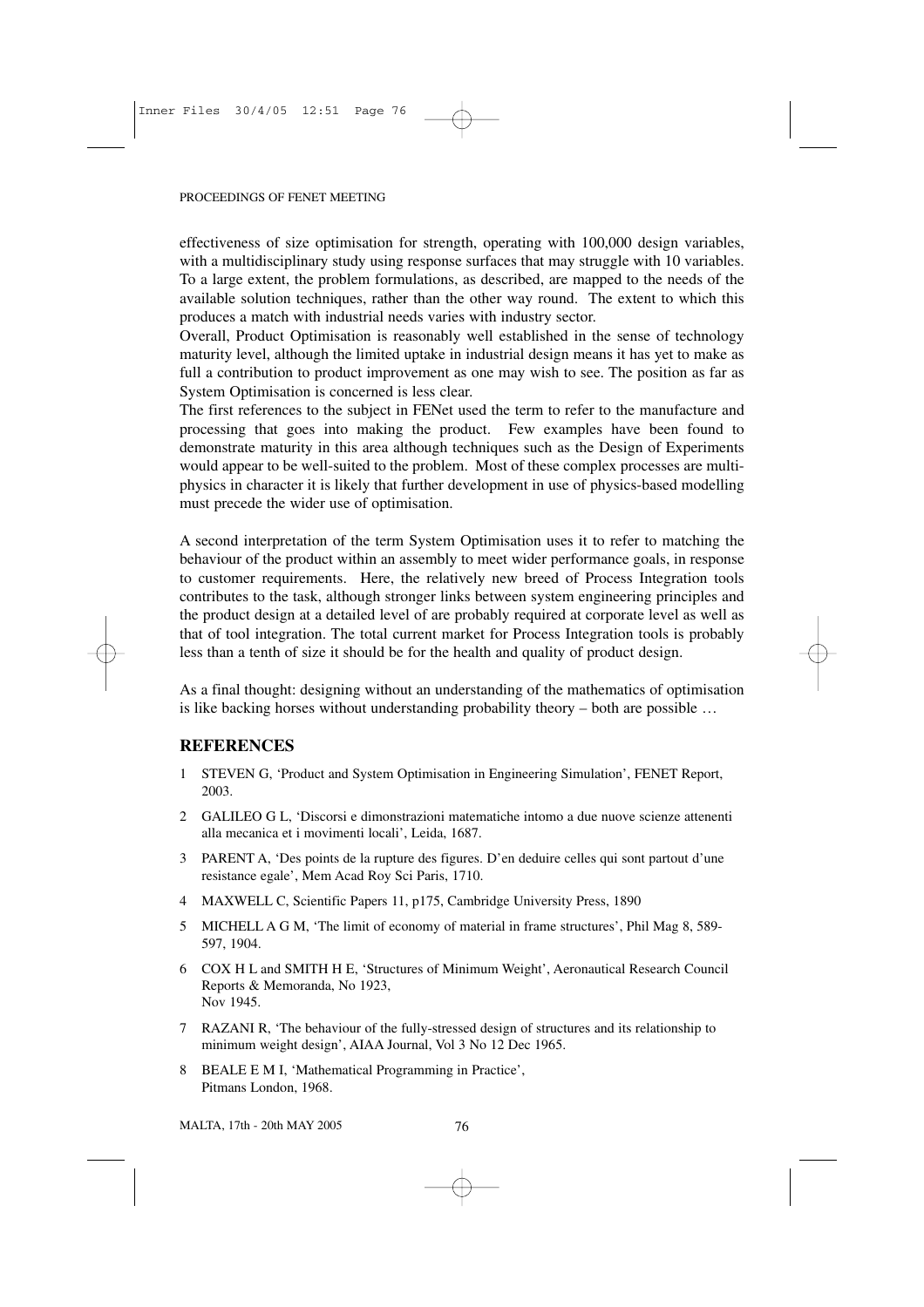effectiveness of size optimisation for strength, operating with 100,000 design variables, with a multidisciplinary study using response surfaces that may struggle with 10 variables. To a large extent, the problem formulations, as described, are mapped to the needs of the available solution techniques, rather than the other way round. The extent to which this produces a match with industrial needs varies with industry sector.

Overall, Product Optimisation is reasonably well established in the sense of technology maturity level, although the limited uptake in industrial design means it has yet to make as full a contribution to product improvement as one may wish to see. The position as far as System Optimisation is concerned is less clear.

The first references to the subject in FENet used the term to refer to the manufacture and processing that goes into making the product. Few examples have been found to demonstrate maturity in this area although techniques such as the Design of Experiments would appear to be well-suited to the problem. Most of these complex processes are multi-physics in character it is likely that further development in use of physics-based modelling must precede the wider use of optimisation.

A second interpretation of the term System Optimisation uses it to refer to matching the behaviour of the product within an assembly to meet wider performance goals, in response to customer requirements. Here, the relatively new breed of Process Integration tools contributes to the task, although stronger links between system engineering principles and the product design at a detailed level of are probably required at corporate level as well as that of tool integration. The total current market for Process Integration tools is probably less than a tenth of size it should be for the health and quality of product design.

As a final thought: designing without an understanding of the mathematics of optimisation is like backing horses without understanding probability theory – both are possible …

## REFERENCES

1. STEVEN G, 'Product and System Optimisation in Engineering Simulation', FENET Report, 2003.
2. GALILEO G L, 'Discorsi e dimonstrazioni matematiche intomo a due nuove scienze attenenti alla mecanica et i movimenti locali', Leida, 1687.
3. PARENT A, 'Des points de la rupture des figures. D'en deduire celles qui sont partout d'une resistance egale', Mem Acad Roy Sci Paris, 1710.
4. MAXWELL C, Scientific Papers 11, p175, Cambridge University Press, 1890
5. MICHELL A G M, 'The limit of economy of material in frame structures', Phil Mag 8, 589-597, 1904.
6. COX H L and SMITH H E, 'Structures of Minimum Weight', Aeronautical Research Council Reports & Memoranda, No 1923, Nov 1945.
7. RAZANI R, 'The behaviour of the fully-stressed design of structures and its relationship to minimum weight design', AIAA Journal, Vol 3 No 12 Dec 1965.
8. BEALE E M I, 'Mathematical Programming in Practice', Pitmans London, 1968.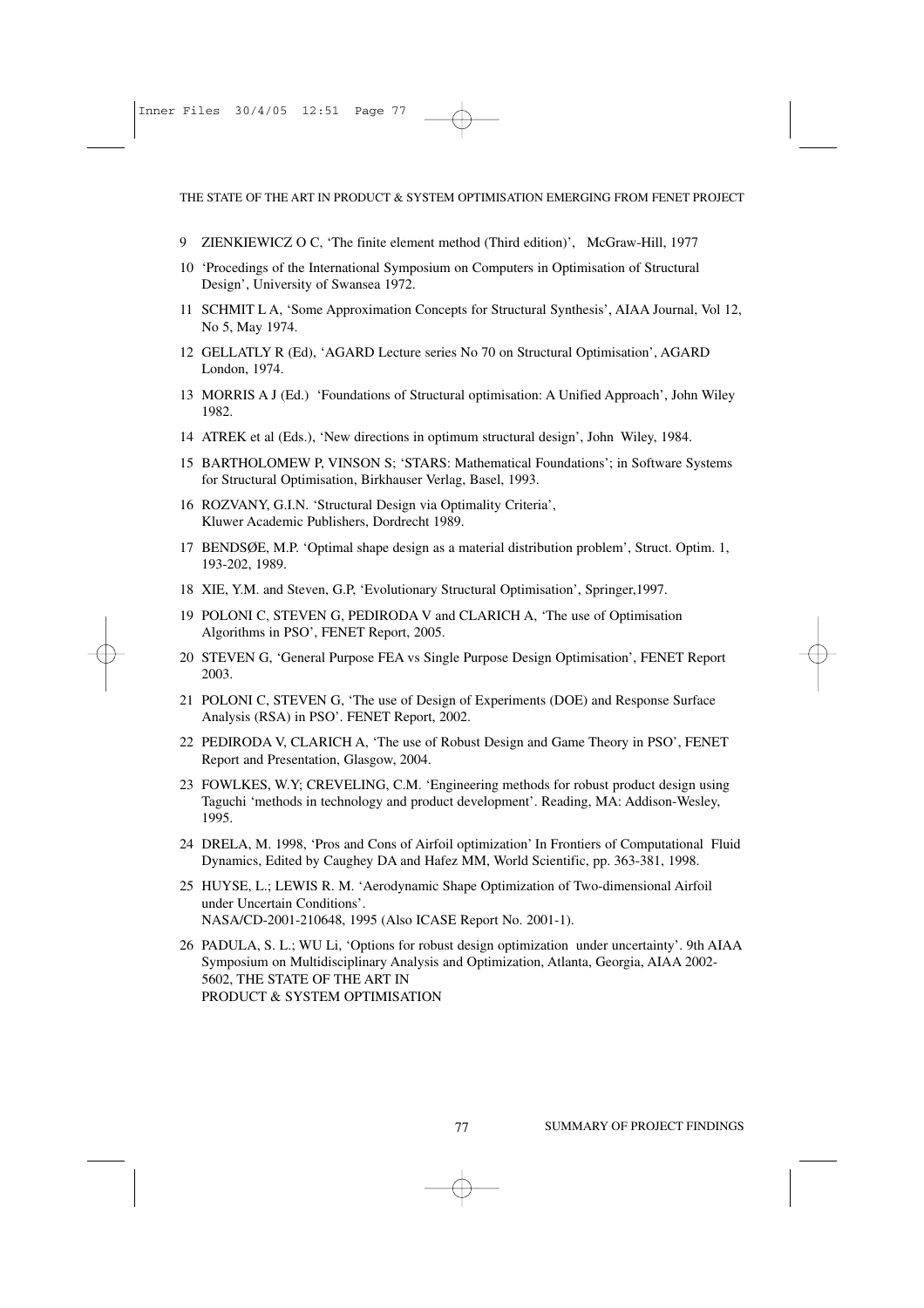9 ZIENKIEWICZ O C, 'The finite element method (Third edition)', McGraw-Hill, 1977

10 'Procedings of the International Symposium on Computers in Optimisation of Structural Design', University of Swansea 1972.

11 SCHMIT L A, 'Some Approximation Concepts for Structural Synthesis', AIAA Journal, Vol 12, No 5, May 1974.

12 GELLATLY R (Ed), 'AGARD Lecture series No 70 on Structural Optimisation', AGARD London, 1974.

13 MORRIS A J (Ed.) 'Foundations of Structural optimisation: A Unified Approach', John Wiley 1982.

14 ATREK et al (Eds.), 'New directions in optimum structural design', John Wiley, 1984.

15 BARTHOLOMEW P, VINSON S; 'STARS: Mathematical Foundations'; in Software Systems for Structural Optimisation, Birkhauser Verlag, Basel, 1993.

16 ROZVANY, G.I.N. 'Structural Design via Optimality Criteria', Kluwer Academic Publishers, Dordrecht 1989.

17 BENDSØE, M.P. 'Optimal shape design as a material distribution problem', Struct. Optim. 1, 193-202, 1989.

18 XIE, Y.M. and Steven, G.P, 'Evolutionary Structural Optimisation', Springer,1997.

19 POLONI C, STEVEN G, PEDIRODA V and CLARICH A, 'The use of Optimisation Algorithms in PSO', FENET Report, 2005.

20 STEVEN G, 'General Purpose FEA vs Single Purpose Design Optimisation', FENET Report 2003.

21 POLONI C, STEVEN G, 'The use of Design of Experiments (DOE) and Response Surface Analysis (RSA) in PSO'. FENET Report, 2002.

22 PEDIRODA V, CLARICH A, 'The use of Robust Design and Game Theory in PSO', FENET Report and Presentation, Glasgow, 2004.

23 FOWLKES, W.Y; CREVELING, C.M. 'Engineering methods for robust product design using Taguchi 'methods in technology and product development'. Reading, MA: Addison-Wesley, 1995.

24 DRELA, M. 1998, 'Pros and Cons of Airfoil optimization' In Frontiers of Computational Fluid Dynamics, Edited by Caughey DA and Hafez MM, World Scientific, pp. 363-381, 1998.

25 HUYSE, L.; LEWIS R. M. 'Aerodynamic Shape Optimization of Two-dimensional Airfoil under Uncertain Conditions'. NASA/CD-2001-210648, 1995 (Also ICASE Report No. 2001-1).

26 PADULA, S. L.; WU Li, 'Options for robust design optimization under uncertainty'. 9th AIAA Symposium on Multidisciplinary Analysis and Optimization, Atlanta, Georgia, AIAA 2002-5602, THE STATE OF THE ART IN PRODUCT & SYSTEM OPTIMISATION